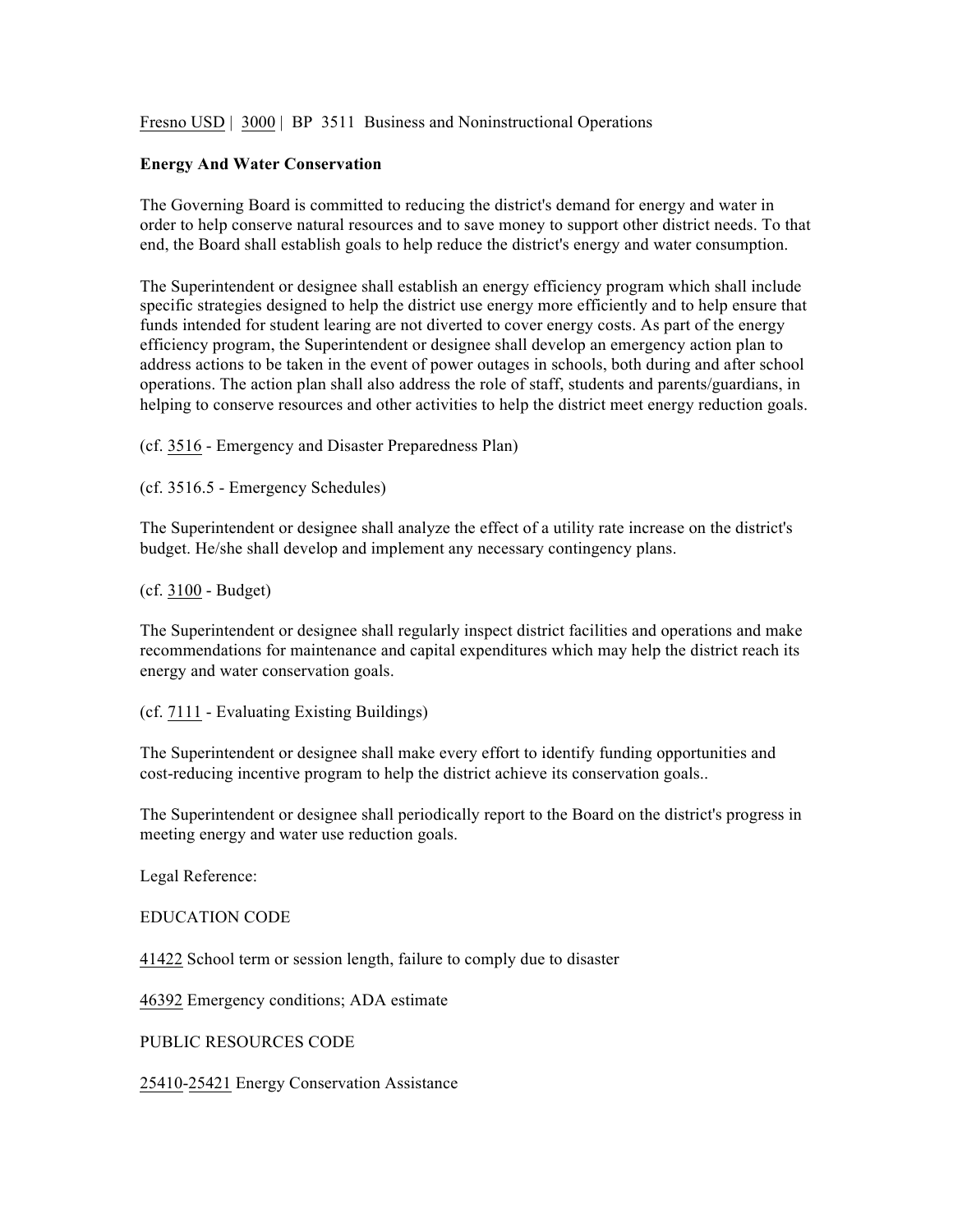Fresno USD | 3000 | BP 3511 Business and Noninstructional Operations

**Energy And Water Conservation**

The Governing Board is committed to reducing the district's demand for energy and water in order to help conserve natural resources and to save money to support other district needs. To that end, the Board shall establish goals to help reduce the district's energy and water consumption.

The Superintendent or designee shall establish an energy efficiency program which shall include specific strategies designed to help the district use energy more efficiently and to help ensure that funds intended for student learing are not diverted to cover energy costs. As part of the energy efficiency program, the Superintendent or designee shall develop an emergency action plan to address actions to be taken in the event of power outages in schools, both during and after school operations. The action plan shall also address the role of staff, students and parents/guardians, in helping to conserve resources and other activities to help the district meet energy reduction goals.

(cf. 3516 - Emergency and Disaster Preparedness Plan)

(cf. 3516.5 - Emergency Schedules)

The Superintendent or designee shall analyze the effect of a utility rate increase on the district's budget. He/she shall develop and implement any necessary contingency plans.

(cf. 3100 - Budget)

The Superintendent or designee shall regularly inspect district facilities and operations and make recommendations for maintenance and capital expenditures which may help the district reach its energy and water conservation goals.

(cf. 7111 - Evaluating Existing Buildings)

The Superintendent or designee shall make every effort to identify funding opportunities and cost-reducing incentive program to help the district achieve its conservation goals..

The Superintendent or designee shall periodically report to the Board on the district's progress in meeting energy and water use reduction goals.

Legal Reference:

EDUCATION CODE

41422 School term or session length, failure to comply due to disaster

46392 Emergency conditions; ADA estimate

PUBLIC RESOURCES CODE

25410-25421 Energy Conservation Assistance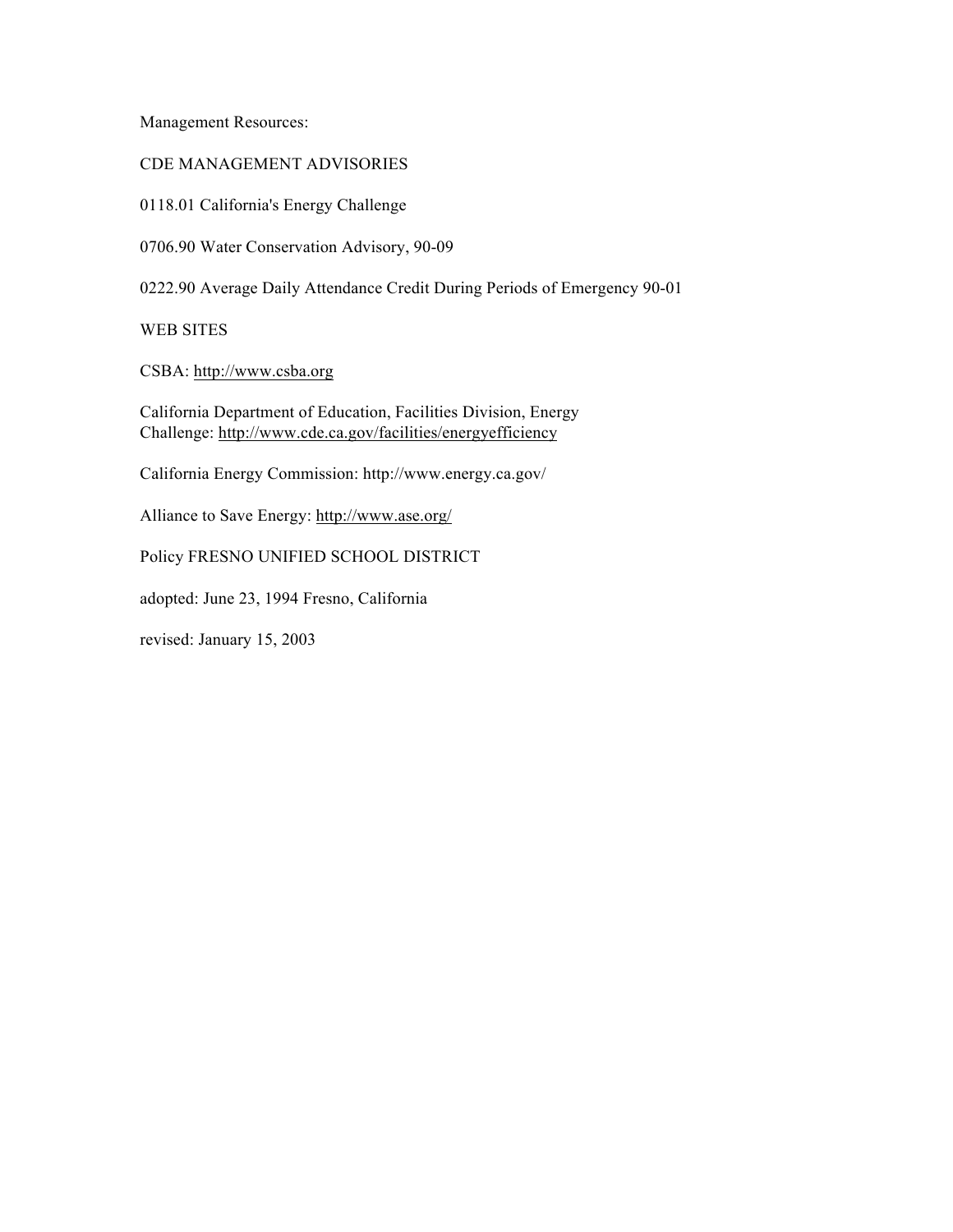Management Resources:

CDE MANAGEMENT ADVISORIES

0118.01 California's Energy Challenge

0706.90 Water Conservation Advisory, 90-09

0222.90 Average Daily Attendance Credit During Periods of Emergency 90-01

WEB SITES

CSBA: http://www.csba.org

California Department of Education, Facilities Division, Energy Challenge: http://www.cde.ca.gov/facilities/energyefficiency

California Energy Commission: http://www.energy.ca.gov/

Alliance to Save Energy: http://www.ase.org/

Policy FRESNO UNIFIED SCHOOL DISTRICT

adopted: June 23, 1994 Fresno, California

revised: January 15, 2003